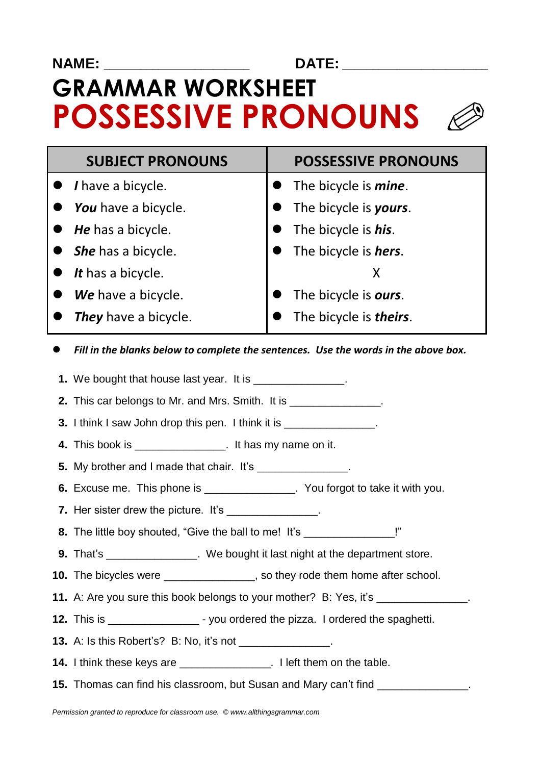NAME: ___________________ DATE: ___________________

# GRAMMAR WORKSHEET
# POSSESSIVE PRONOUNS

| SUBJECT PRONOUNS | POSSESSIVE PRONOUNS |
|---|---|
| • ***I*** have a bicycle. | • The bicycle is ***mine***. |
| • ***You*** have a bicycle. | • The bicycle is ***yours***. |
| • ***He*** has a bicycle. | • The bicycle is ***his***. |
| • ***She*** has a bicycle. | • The bicycle is ***hers***. |
| • ***It*** has a bicycle. | X |
| • ***We*** have a bicycle. | • The bicycle is ***ours***. |
| • ***They*** have a bicycle. | • The bicycle is ***theirs***. |

- ***Fill in the blanks below to complete the sentences. Use the words in the above box.***

1. We bought that house last year. It is _______________.
2. This car belongs to Mr. and Mrs. Smith. It is _______________.
3. I think I saw John drop this pen. I think it is _______________.
4. This book is _______________. It has my name on it.
5. My brother and I made that chair. It's _______________.
6. Excuse me. This phone is _______________. You forgot to take it with you.
7. Her sister drew the picture. It's _______________.
8. The little boy shouted, "Give the ball to me! It's _______________!"
9. That's _______________. We bought it last night at the department store.
10. The bicycles were _______________, so they rode them home after school.
11. A: Are you sure this book belongs to your mother? B: Yes, it's _______________.
12. This is _______________ - you ordered the pizza. I ordered the spaghetti.
13. A: Is this Robert's? B: No, it's not _______________.
14. I think these keys are _______________. I left them on the table.
15. Thomas can find his classroom, but Susan and Mary can't find _______________.

*Permission granted to reproduce for classroom use. © www.allthingsgrammar.com*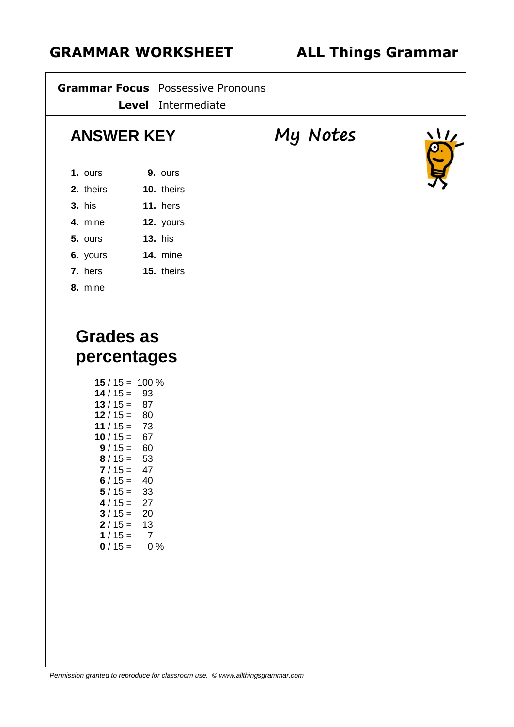## GRAMMAR WORKSHEET

## ALL Things Grammar

**Grammar Focus** Possessive Pronouns
**Level** Intermediate

## ANSWER KEY

**1.** ours
**2.** theirs
**3.** his
**4.** mine
**5.** ours
**6.** yours
**7.** hers
**8.** mine
**9.** ours
**10.** theirs
**11.** hers
**12.** yours
**13.** his
**14.** mine
**15.** theirs

## My Notes

## Grades as percentages

**15** / 15 = 100 %
**14** / 15 = 93
**13** / 15 = 87
**12** / 15 = 80
**11** / 15 = 73
**10** / 15 = 67
**9** / 15 = 60
**8** / 15 = 53
**7** / 15 = 47
**6** / 15 = 40
**5** / 15 = 33
**4** / 15 = 27
**3** / 15 = 20
**2** / 15 = 13
**1** / 15 = 7
**0** / 15 = 0 %

*Permission granted to reproduce for classroom use. © www.allthingsgrammar.com*